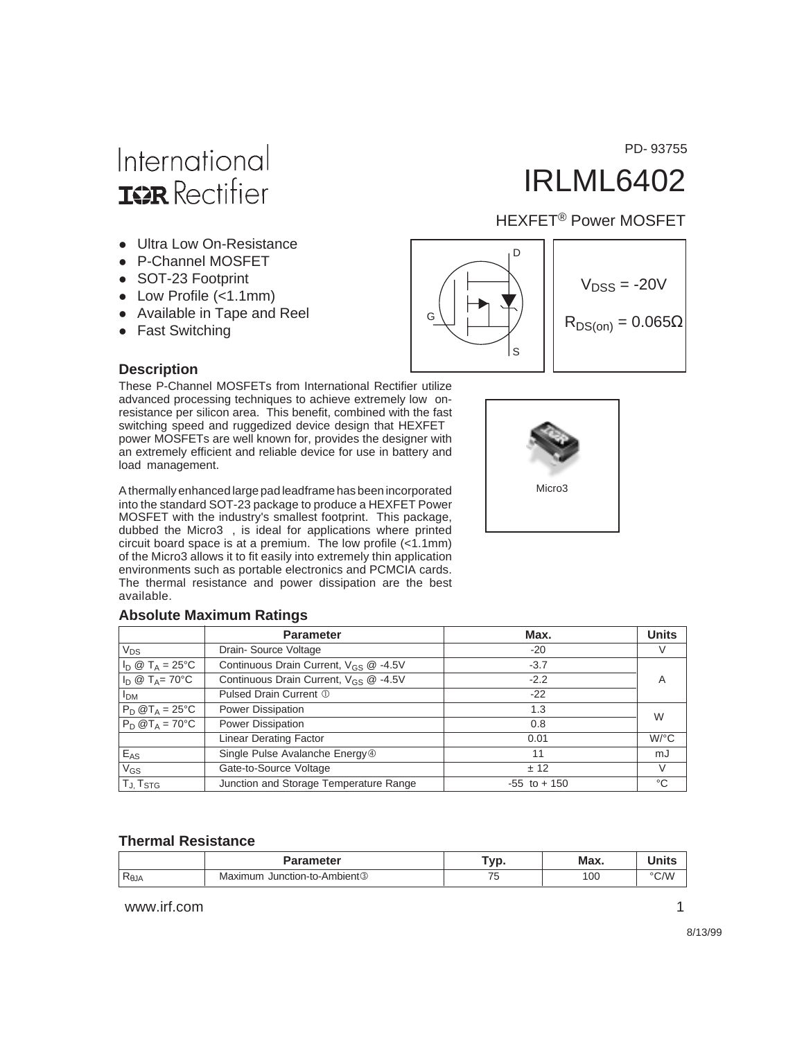PD- 93755

International
IOR Rectifier

# IRLML6402

HEXFET® Power MOSFET

- Ultra Low On-Resistance
- P-Channel MOSFET
- SOT-23 Footprint
- Low Profile (<1.1mm)
- Available in Tape and Reel
- Fast Switching

$V_{DSS}$ = -20V

$R_{DS(on)}$ = 0.065Ω

Micro3

### Description

These P-Channel MOSFETs from International Rectifier utilize advanced processing techniques to achieve extremely low on-resistance per silicon area. This benefit, combined with the fast switching speed and ruggedized device design that HEXFET power MOSFETs are well known for, provides the designer with an extremely efficient and reliable device for use in battery and load management.

A thermally enhanced large pad leadframe has been incorporated into the standard SOT-23 package to produce a HEXFET Power MOSFET with the industry's smallest footprint. This package, dubbed the Micro3 , is ideal for applications where printed circuit board space is at a premium. The low profile (<1.1mm) of the Micro3 allows it to fit easily into extremely thin application environments such as portable electronics and PCMCIA cards. The thermal resistance and power dissipation are the best available.

### Absolute Maximum Ratings

| | Parameter | Max. | Units |
|---|---|---|---|
| $V_{DS}$ | Drain- Source Voltage | -20 | V |
| $I_D$ @ $T_A$ = 25°C | Continuous Drain Current, $V_{GS}$ @ -4.5V | -3.7 | A |
| $I_D$ @ $T_A$= 70°C | Continuous Drain Current, $V_{GS}$ @ -4.5V | -2.2 | |
| $I_{DM}$ | Pulsed Drain Current ① | -22 | |
| $P_D$ @$T_A$ = 25°C | Power Dissipation | 1.3 | W |
| $P_D$ @$T_A$ = 70°C | Power Dissipation | 0.8 | |
| | Linear Derating Factor | 0.01 | W/°C |
| $E_{AS}$ | Single Pulse Avalanche Energy④ | 11 | mJ |
| $V_{GS}$ | Gate-to-Source Voltage | ± 12 | V |
| $T_J$, $T_{STG}$ | Junction and Storage Temperature Range | -55 to + 150 | °C |

### Thermal Resistance

| | Parameter | Typ. | Max. | Units |
|---|---|---|---|---|
| $R_{θJA}$ | Maximum Junction-to-Ambient③ | 75 | 100 | °C/W |

www.irf.com

8/13/99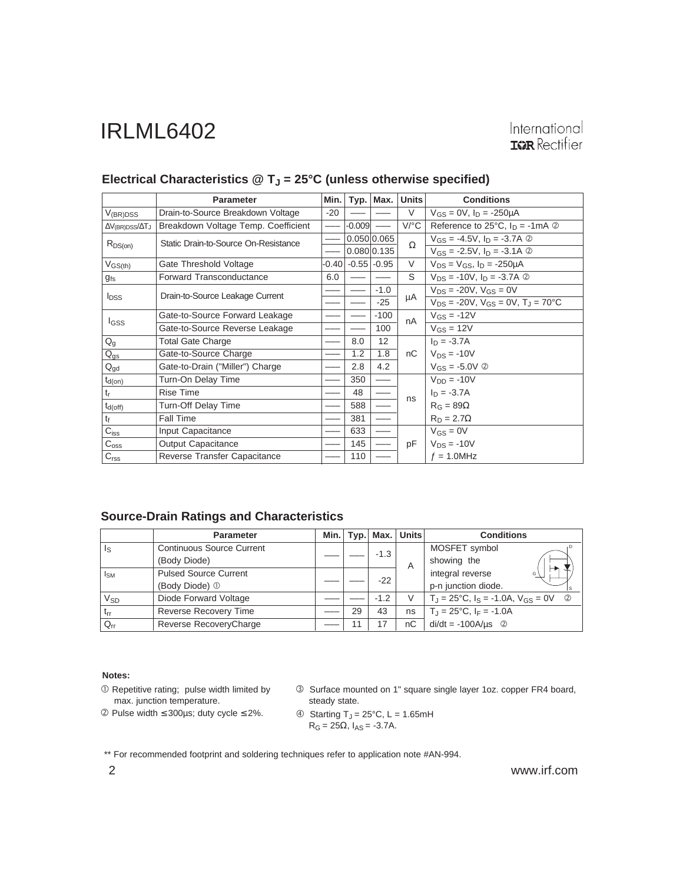## Electrical Characteristics @ $T_J$ = 25°C (unless otherwise specified)

| | Parameter | Min. | Typ. | Max. | Units | Conditions |
|---|---|---|---|---|---|---|
| $V_{(BR)DSS}$ | Drain-to-Source Breakdown Voltage | -20 | —— | —— | V | $V_{GS}$ = 0V, $I_D$ = -250µA |
| $\Delta V_{(BR)DSS}/\Delta T_J$ | Breakdown Voltage Temp. Coefficient | —— | -0.009 | —— | V/°C | Reference to 25°C, $I_D$ = -1mA ② |
| $R_{DS(on)}$ | Static Drain-to-Source On-Resistance | —— | 0.050 | 0.065 | Ω | $V_{GS}$ = -4.5V, $I_D$ = -3.7A ② |
| | | —— | 0.080 | 0.135 | | $V_{GS}$ = -2.5V, $I_D$ = -3.1A ② |
| $V_{GS(th)}$ | Gate Threshold Voltage | -0.40 | -0.55 | -0.95 | V | $V_{DS}$ = $V_{GS}$, $I_D$ = -250µA |
| $g_{fs}$ | Forward Transconductance | 6.0 | —— | —— | S | $V_{DS}$ = -10V, $I_D$ = -3.7A ② |
| $I_{DSS}$ | Drain-to-Source Leakage Current | —— | —— | -1.0 | µA | $V_{DS}$ = -20V, $V_{GS}$ = 0V |
| | | —— | —— | -25 | | $V_{DS}$ = -20V, $V_{GS}$ = 0V, $T_J$ = 70°C |
| $I_{GSS}$ | Gate-to-Source Forward Leakage | —— | —— | -100 | nA | $V_{GS}$ = -12V |
| | Gate-to-Source Reverse Leakage | —— | —— | 100 | | $V_{GS}$ = 12V |
| $Q_g$ | Total Gate Charge | —— | 8.0 | 12 | nC | $I_D$ = -3.7A |
| $Q_{gs}$ | Gate-to-Source Charge | —— | 1.2 | 1.8 | | $V_{DS}$ = -10V |
| $Q_{gd}$ | Gate-to-Drain ("Miller") Charge | —— | 2.8 | 4.2 | | $V_{GS}$ = -5.0V ② |
| $t_{d(on)}$ | Turn-On Delay Time | —— | 350 | —— | ns | $V_{DD}$ = -10V |
| $t_r$ | Rise Time | —— | 48 | —— | | $I_D$ = -3.7A |
| $t_{d(off)}$ | Turn-Off Delay Time | —— | 588 | —— | | $R_G$ = 89Ω |
| $t_f$ | Fall Time | —— | 381 | —— | | $R_D$ = 2.7Ω |
| $C_{iss}$ | Input Capacitance | —— | 633 | —— | pF | $V_{GS}$ = 0V |
| $C_{oss}$ | Output Capacitance | —— | 145 | —— | | $V_{DS}$ = -10V |
| $C_{rss}$ | Reverse Transfer Capacitance | —— | 110 | —— | | $f$ = 1.0MHz |

## Source-Drain Ratings and Characteristics

| | Parameter | Min. | Typ. | Max. | Units | Conditions |
|---|---|---|---|---|---|---|
| $I_S$ | Continuous Source Current (Body Diode) | —— | —— | -1.3 | A | MOSFET symbol showing the integral reverse p-n junction diode. |
| $I_{SM}$ | Pulsed Source Current (Body Diode) ① | —— | —— | -22 | | |
| $V_{SD}$ | Diode Forward Voltage | —— | —— | -1.2 | V | $T_J$ = 25°C, $I_S$ = -1.0A, $V_{GS}$ = 0V ② |
| $t_{rr}$ | Reverse Recovery Time | —— | 29 | 43 | ns | $T_J$ = 25°C, $I_F$ = -1.0A |
| $Q_{rr}$ | Reverse RecoveryCharge | —— | 11 | 17 | nC | di/dt = -100A/µs ② |

**Notes:**

① Repetitive rating; pulse width limited by max. junction temperature.

② Pulse width ≤ 300µs; duty cycle ≤ 2%.

③ Surface mounted on 1" square single layer 1oz. copper FR4 board, steady state.

④ Starting $T_J$ = 25°C, L = 1.65mH $R_G$ = 25Ω, $I_{AS}$ = -3.7A.

** For recommended footprint and soldering techniques refer to application note #AN-994.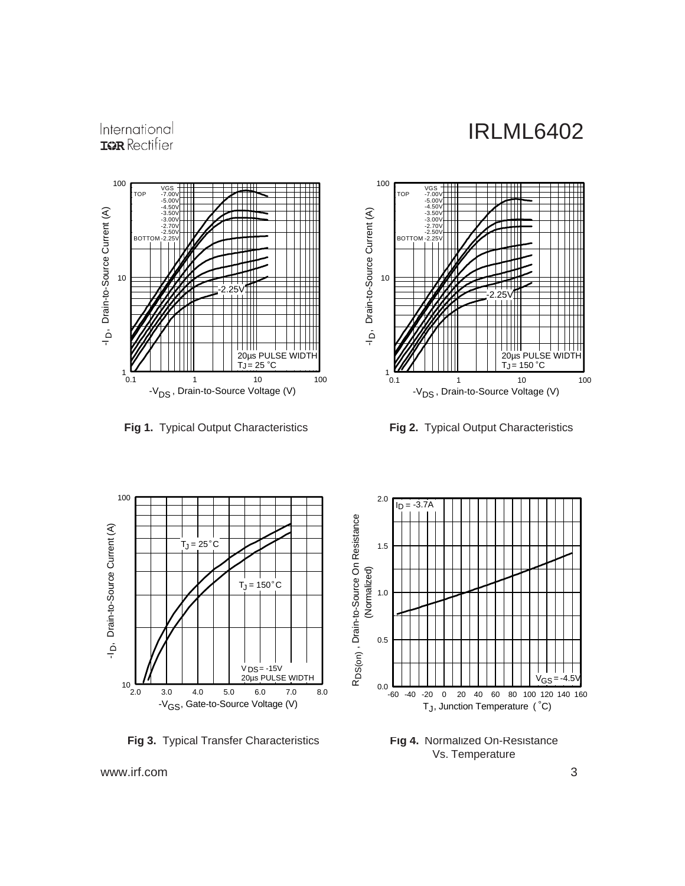**Fig 1.** Typical Output Characteristics

**Fig 2.** Typical Output Characteristics

**Fig 3.** Typical Transfer Characteristics

**Fig 4.** Normalized On-Resistance Vs. Temperature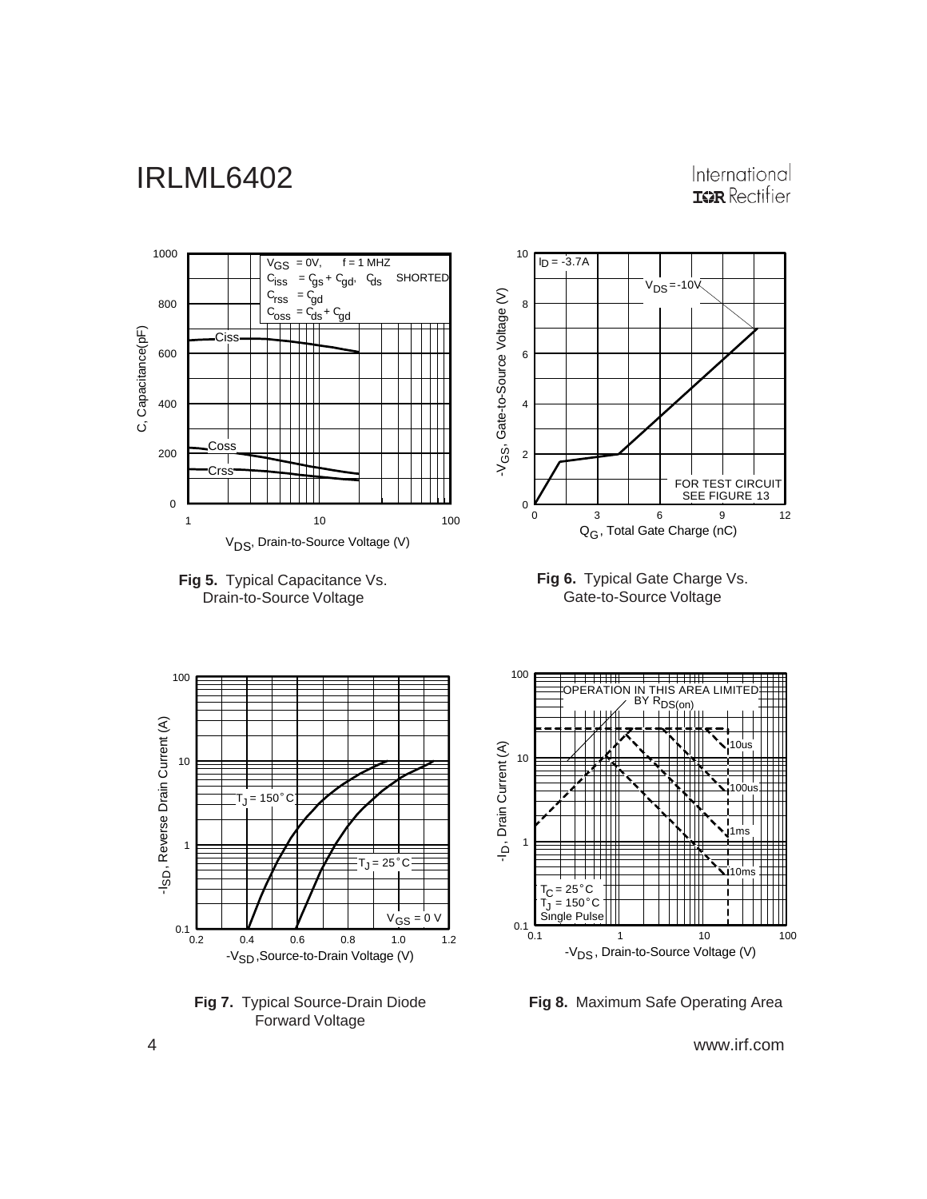**Fig 5.** Typical Capacitance Vs. Drain-to-Source Voltage

**Fig 6.** Typical Gate Charge Vs. Gate-to-Source Voltage

**Fig 7.** Typical Source-Drain Diode Forward Voltage

**Fig 8.** Maximum Safe Operating Area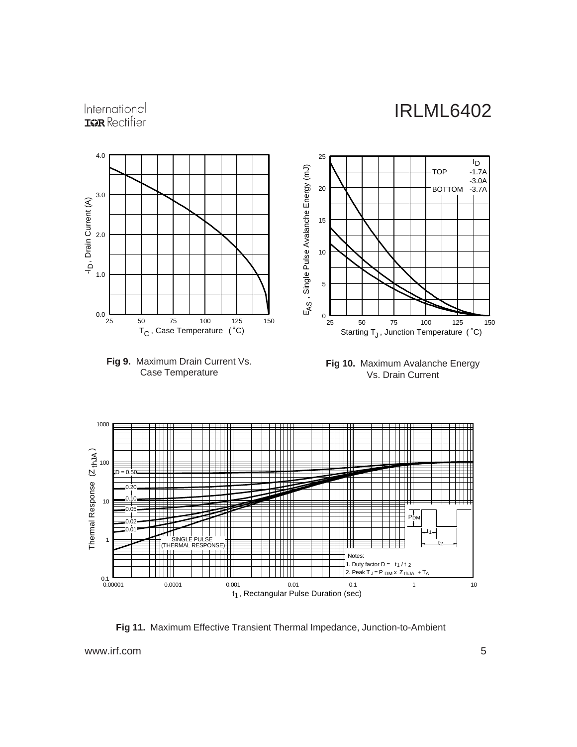**Fig 9.** Maximum Drain Current Vs. Case Temperature

**Fig 10.** Maximum Avalanche Energy Vs. Drain Current

**Fig 11.** Maximum Effective Transient Thermal Impedance, Junction-to-Ambient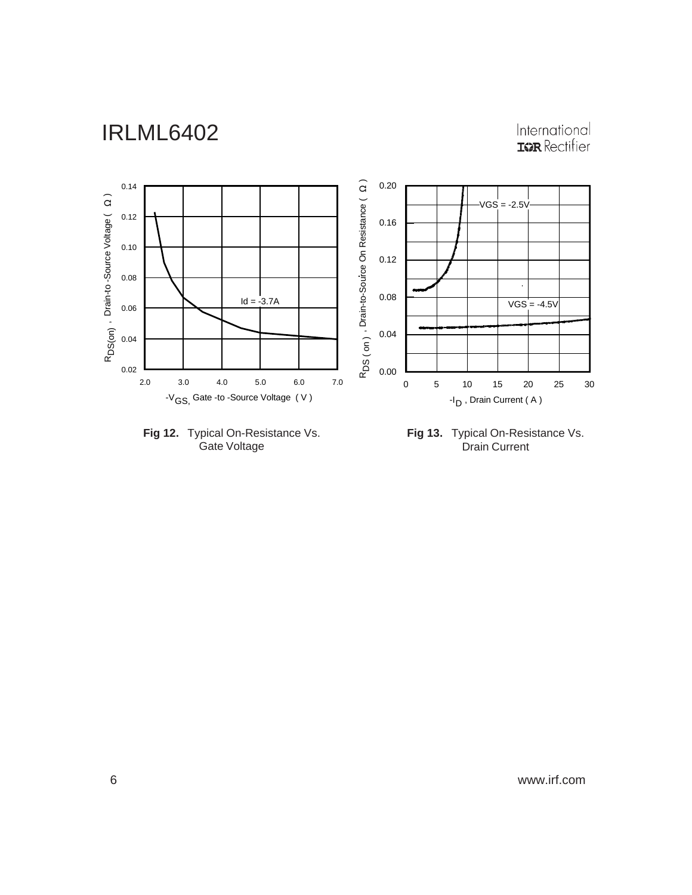**Fig 12.** Typical On-Resistance Vs. Gate Voltage

**Fig 13.** Typical On-Resistance Vs. Drain Current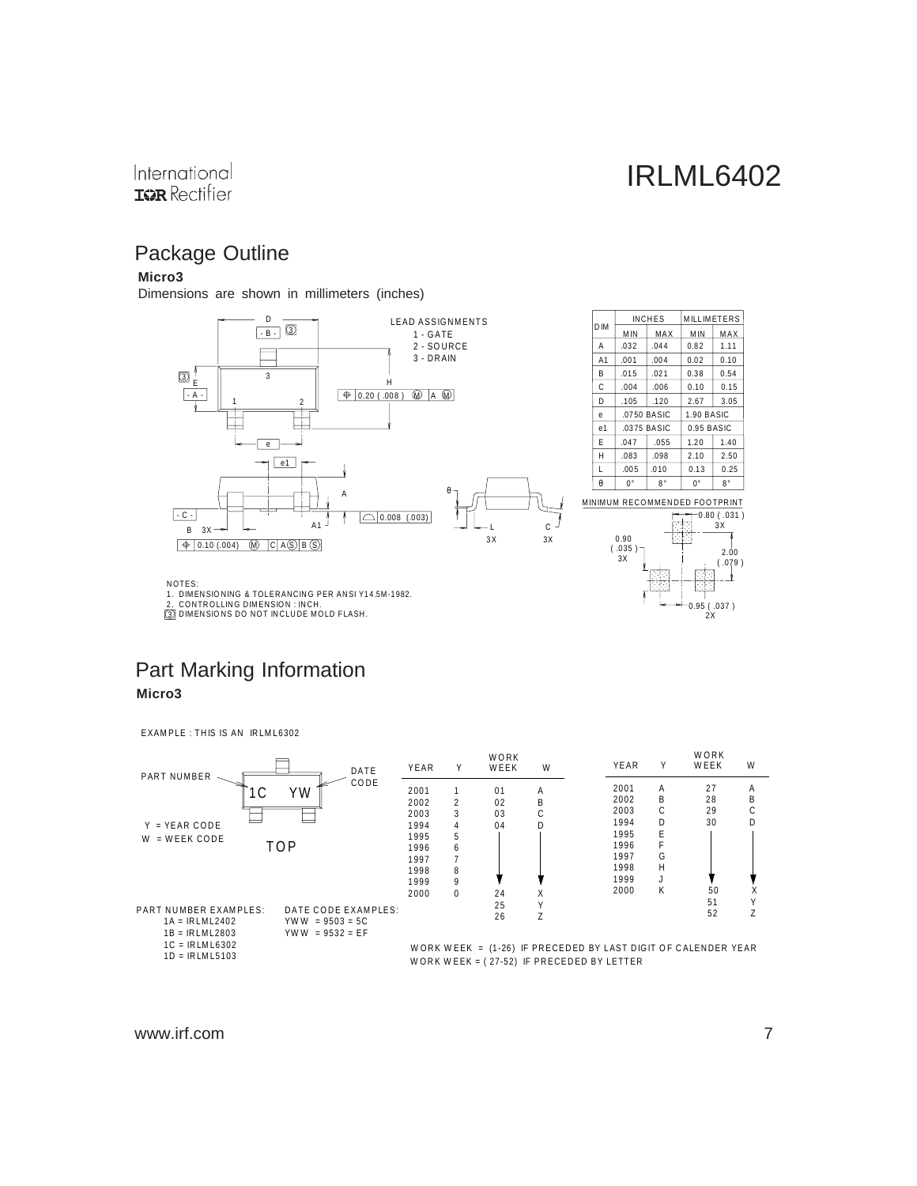# Package Outline

**Micro3**

Dimensions are shown in millimeters (inches)

LEAD ASSIGNMENTS
1 - GATE
2 - SOURCE
3 - DRAIN

| DIM | INCHES | | MILLIMETERS | |
|---|---|---|---|---|
| | MIN | MAX | MIN | MAX |
| A | .032 | .044 | 0.82 | 1.11 |
| A1 | .001 | .004 | 0.02 | 0.10 |
| B | .015 | .021 | 0.38 | 0.54 |
| C | .004 | .006 | 0.10 | 0.15 |
| D | .105 | .120 | 2.67 | 3.05 |
| e | .0750 BASIC | | 1.90 BASIC | |
| e1 | .0375 BASIC | | 0.95 BASIC | |
| E | .047 | .055 | 1.20 | 1.40 |
| H | .083 | .098 | 2.10 | 2.50 |
| L | .005 | .010 | 0.13 | 0.25 |
| θ | 0° | 8° | 0° | 8° |

MINIMUM RECOMMENDED FOOTPRINT

NOTES:
1. DIMENSIONING & TOLERANCING PER ANSI Y14.5M-1982.
2. CONTROLLING DIMENSION : INCH.
3. DIMENSIONS DO NOT INCLUDE MOLD FLASH.

# Part Marking Information

**Micro3**

EXAMPLE : THIS IS AN IRLML6302

Y = YEAR CODE
W = WEEK CODE

PART NUMBER EXAMPLES:
1A = IRLML2402
1B = IRLML2803
1C = IRLML6302
1D = IRLML5103

DATE CODE EXAMPLES:
YWW = 9503 = 5C
YWW = 9532 = EF

| YEAR | Y | WORK WEEK | W |
|---|---|---|---|
| 2001 | 1 | 01 | A |
| 2002 | 2 | 02 | B |
| 2003 | 3 | 03 | C |
| 1994 | 4 | 04 | D |
| 1995 | 5 | | |
| 1996 | 6 | | |
| 1997 | 7 | | |
| 1998 | 8 | | |
| 1999 | 9 | | |
| 2000 | 0 | 24 | X |
| | | 25 | Y |
| | | 26 | Z |

| YEAR | Y | WORK WEEK | W |
|---|---|---|---|
| 2001 | A | 27 | A |
| 2002 | B | 28 | B |
| 2003 | C | 29 | C |
| 1994 | D | 30 | D |
| 1995 | E | | |
| 1996 | F | | |
| 1997 | G | | |
| 1998 | H | | |
| 1999 | J | | |
| 2000 | K | 50 | X |
| | | 51 | Y |
| | | 52 | Z |

WORK WEEK = (1-26) IF PRECEDED BY LAST DIGIT OF CALENDER YEAR
WORK WEEK = (27-52) IF PRECEDED BY LETTER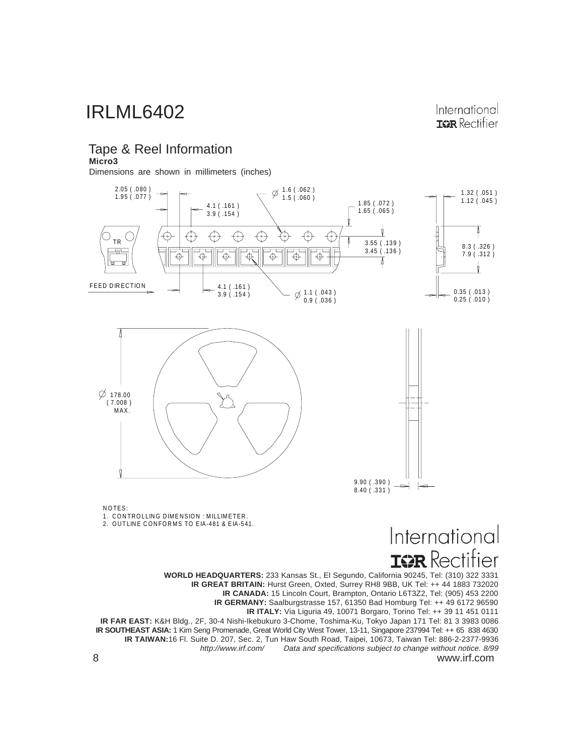## Tape & Reel Information

**Micro3**

Dimensions are shown in millimeters (inches)

2.05 ( .080 )
1.95 ( .077 )

4.1 ( .161 )
3.9 ( .154 )

Ø 1.6 ( .062 )
1.5 ( .060 )

1.85 ( .072 )
1.65 ( .065 )

1.32 ( .051 )
1.12 ( .045 )

TR

3.55 ( .139 )
3.45 ( .136 )

8.3 ( .326 )
7.9 ( .312 )

FEED DIRECTION

4.1 ( .161 )
3.9 ( .154 )

Ø 1.1 ( .043 )
0.9 ( .036 )

0.35 ( .013 )
0.25 ( .010 )

Ø 178.00
( 7.008 )
MAX.

9.90 ( .390 )
8.40 ( .331 )

NOTES:
1. CONTROLLING DIMENSION : MILLIMETER.
2. OUTLINE CONFORMS TO EIA-481 & EIA-541.

International
IOR Rectifier

**WORLD HEADQUARTERS:** 233 Kansas St., El Segundo, California 90245, Tel: (310) 322 3331
**IR GREAT BRITAIN:** Hurst Green, Oxted, Surrey RH8 9BB, UK Tel: ++ 44 1883 732020
**IR CANADA:** 15 Lincoln Court, Brampton, Ontario L6T3Z2, Tel: (905) 453 2200
**IR GERMANY:** Saalburgstrasse 157, 61350 Bad Homburg Tel: ++ 49 6172 96590
**IR ITALY:** Via Liguria 49, 10071 Borgaro, Torino Tel: ++ 39 11 451 0111
**IR FAR EAST:** K&H Bldg., 2F, 30-4 Nishi-Ikebukuro 3-Chome, Toshima-Ku, Tokyo Japan 171 Tel: 81 3 3983 0086
**IR SOUTHEAST ASIA:** 1 Kim Seng Promenade, Great World City West Tower, 13-11, Singapore 237994 Tel: ++ 65 838 4630
**IR TAIWAN:**16 Fl. Suite D. 207, Sec. 2, Tun Haw South Road, Taipei, 10673, Taiwan Tel: 886-2-2377-9936
*http://www.irf.com/* *Data and specifications subject to change without notice. 8/99*